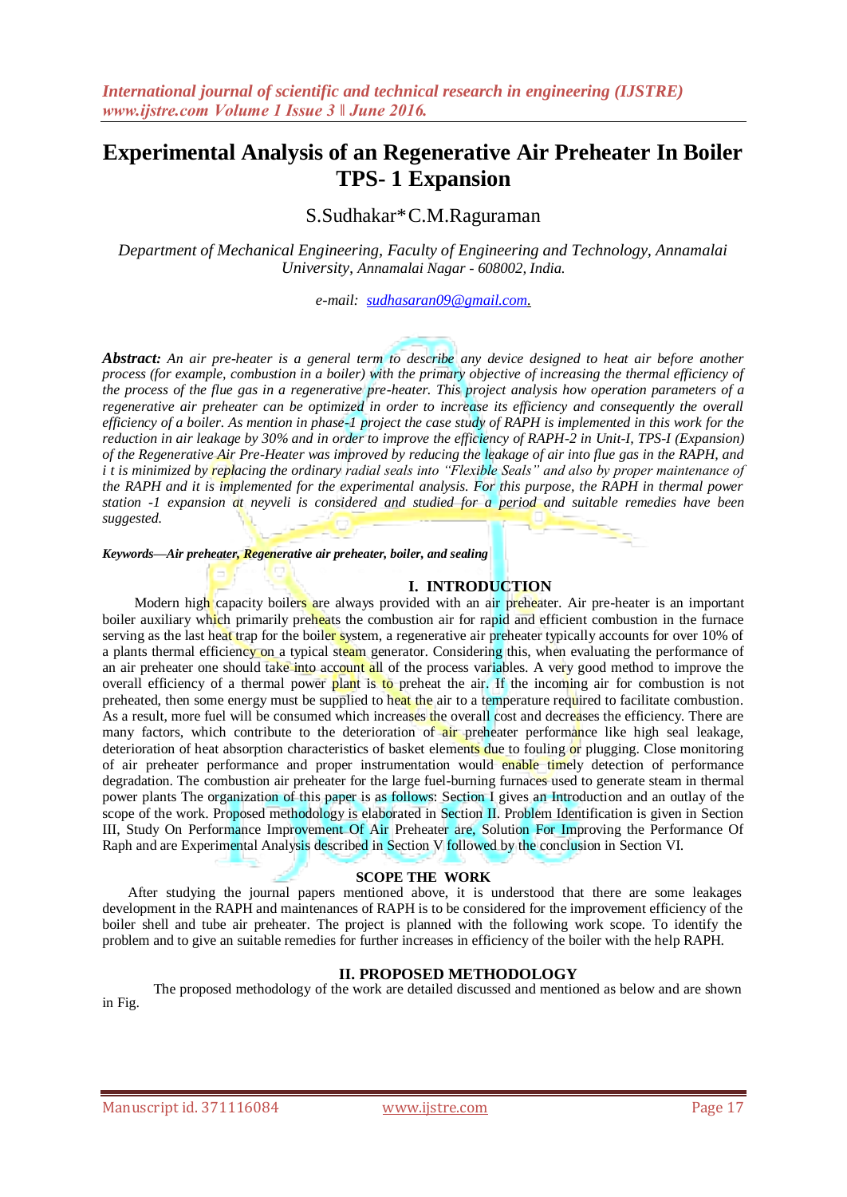# Experimental Analysis of an Regenerative Air Preheater In Boiler TPS- 1 Expansion

S.Sudhakar*C.M.Raguraman

*Department of Mechanical Engineering, Faculty of Engineering and Technology, Annamalai University, Annamalai Nagar - 608002, India.*

*e-mail: sudhasaran09@gmail.com.*

***Abstract:*** *An air pre-heater is a general term to describe any device designed to heat air before another process (for example, combustion in a boiler) with the primary objective of increasing the thermal efficiency of the process of the flue gas in a regenerative pre-heater. This project analysis how operation parameters of a regenerative air preheater can be optimized in order to increase its efficiency and consequently the overall efficiency of a boiler. As mention in phase-1 project the case study of RAPH is implemented in this work for the reduction in air leakage by 30% and in order to improve the efficiency of RAPH-2 in Unit-I, TPS-I (Expansion) of the Regenerative Air Pre-Heater was improved by reducing the leakage of air into flue gas in the RAPH, and i t is minimized by replacing the ordinary radial seals into "Flexible Seals" and also by proper maintenance of the RAPH and it is implemented for the experimental analysis. For this purpose, the RAPH in thermal power station -1 expansion at neyveli is considered and studied for a period and suitable remedies have been suggested.*

***Keywords—Air preheater, Regenerative air preheater, boiler, and sealing***

## I. INTRODUCTION

Modern high capacity boilers are always provided with an air preheater. Air pre-heater is an important boiler auxiliary which primarily preheats the combustion air for rapid and efficient combustion in the furnace serving as the last heat trap for the boiler system, a regenerative air preheater typically accounts for over 10% of a plants thermal efficiency on a typical steam generator. Considering this, when evaluating the performance of an air preheater one should take into account all of the process variables. A very good method to improve the overall efficiency of a thermal power plant is to preheat the air. If the incoming air for combustion is not preheated, then some energy must be supplied to heat the air to a temperature required to facilitate combustion. As a result, more fuel will be consumed which increases the overall cost and decreases the efficiency. There are many factors, which contribute to the deterioration of air preheater performance like high seal leakage, deterioration of heat absorption characteristics of basket elements due to fouling or plugging. Close monitoring of air preheater performance and proper instrumentation would enable timely detection of performance degradation. The combustion air preheater for the large fuel-burning furnaces used to generate steam in thermal power plants The organization of this paper is as follows: Section I gives an Introduction and an outlay of the scope of the work. Proposed methodology is elaborated in Section II. Problem Identification is given in Section III, Study On Performance Improvement Of Air Preheater are, Solution For Improving the Performance Of Raph and are Experimental Analysis described in Section V followed by the conclusion in Section VI.

### SCOPE THE WORK

After studying the journal papers mentioned above, it is understood that there are some leakages development in the RAPH and maintenances of RAPH is to be considered for the improvement efficiency of the boiler shell and tube air preheater. The project is planned with the following work scope. To identify the problem and to give an suitable remedies for further increases in efficiency of the boiler with the help RAPH.

## II. PROPOSED METHODOLOGY

The proposed methodology of the work are detailed discussed and mentioned as below and are shown in Fig.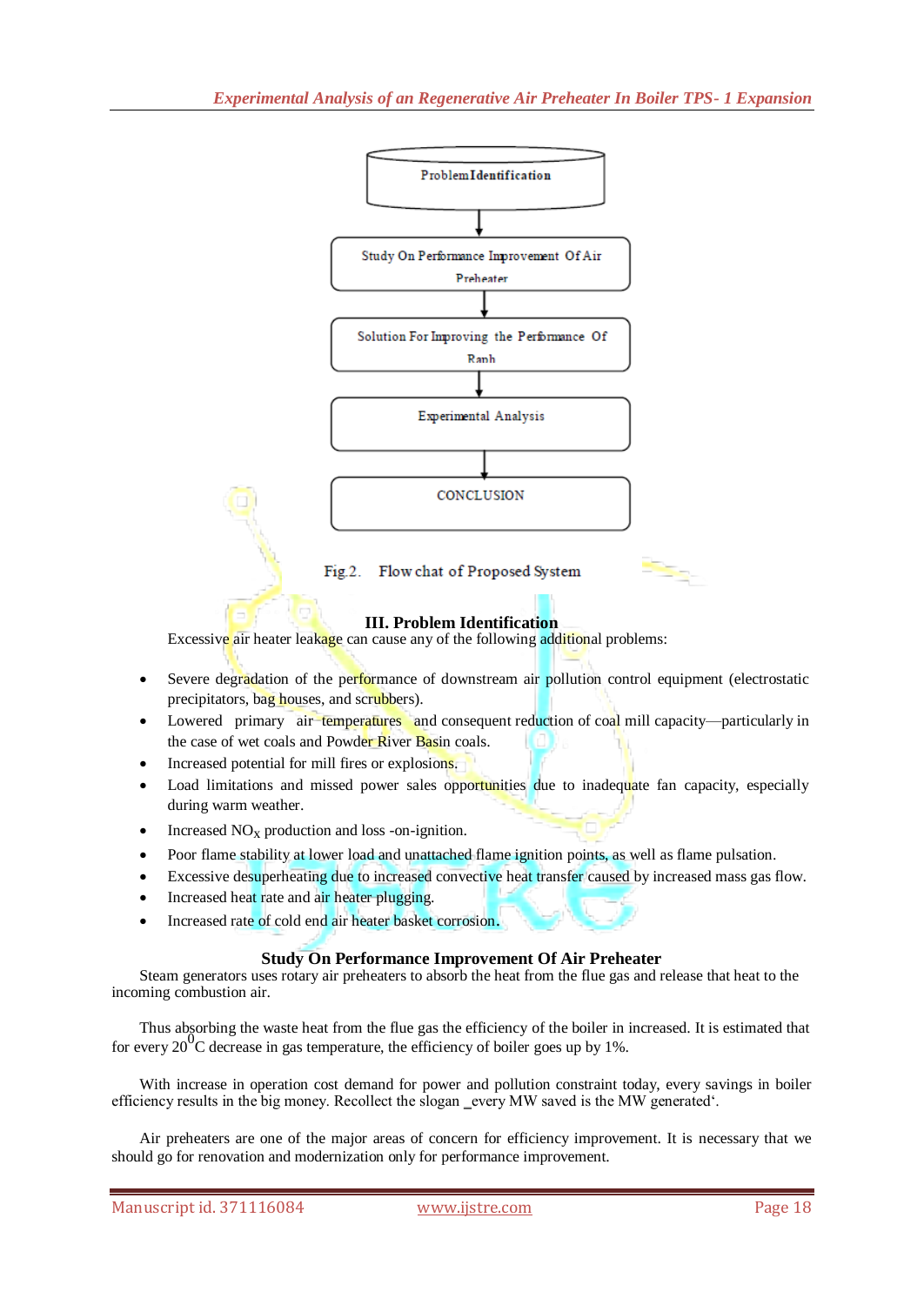Problem Identification

↓

Study On Performance Improvement Of Air Preheater

↓

Solution For Improving the Performance Of Raph

↓

Experimental Analysis

↓

CONCLUSION

Fig.2. Flow chat of Proposed System

## III. Problem Identification

Excessive air heater leakage can cause any of the following additional problems:

- Severe degradation of the performance of downstream air pollution control equipment (electrostatic precipitators, bag houses, and scrubbers).
- Lowered primary air temperatures and consequent reduction of coal mill capacity—particularly in the case of wet coals and Powder River Basin coals.
- Increased potential for mill fires or explosions.
- Load limitations and missed power sales opportunities due to inadequate fan capacity, especially during warm weather.
- Increased $NO_X$ production and loss -on-ignition.
- Poor flame stability at lower load and unattached flame ignition points, as well as flame pulsation.
- Excessive desuperheating due to increased convective heat transfer caused by increased mass gas flow.
- Increased heat rate and air heater plugging.
- Increased rate of cold end air heater basket corrosion.

## Study On Performance Improvement Of Air Preheater

Steam generators uses rotary air preheaters to absorb the heat from the flue gas and release that heat to the incoming combustion air.

Thus absorbing the waste heat from the flue gas the efficiency of the boiler in increased. It is estimated that for every $20^0$C decrease in gas temperature, the efficiency of boiler goes up by 1%.

With increase in operation cost demand for power and pollution constraint today, every savings in boiler efficiency results in the big money. Recollect the slogan _every MW saved is the MW generated'.

Air preheaters are one of the major areas of concern for efficiency improvement. It is necessary that we should go for renovation and modernization only for performance improvement.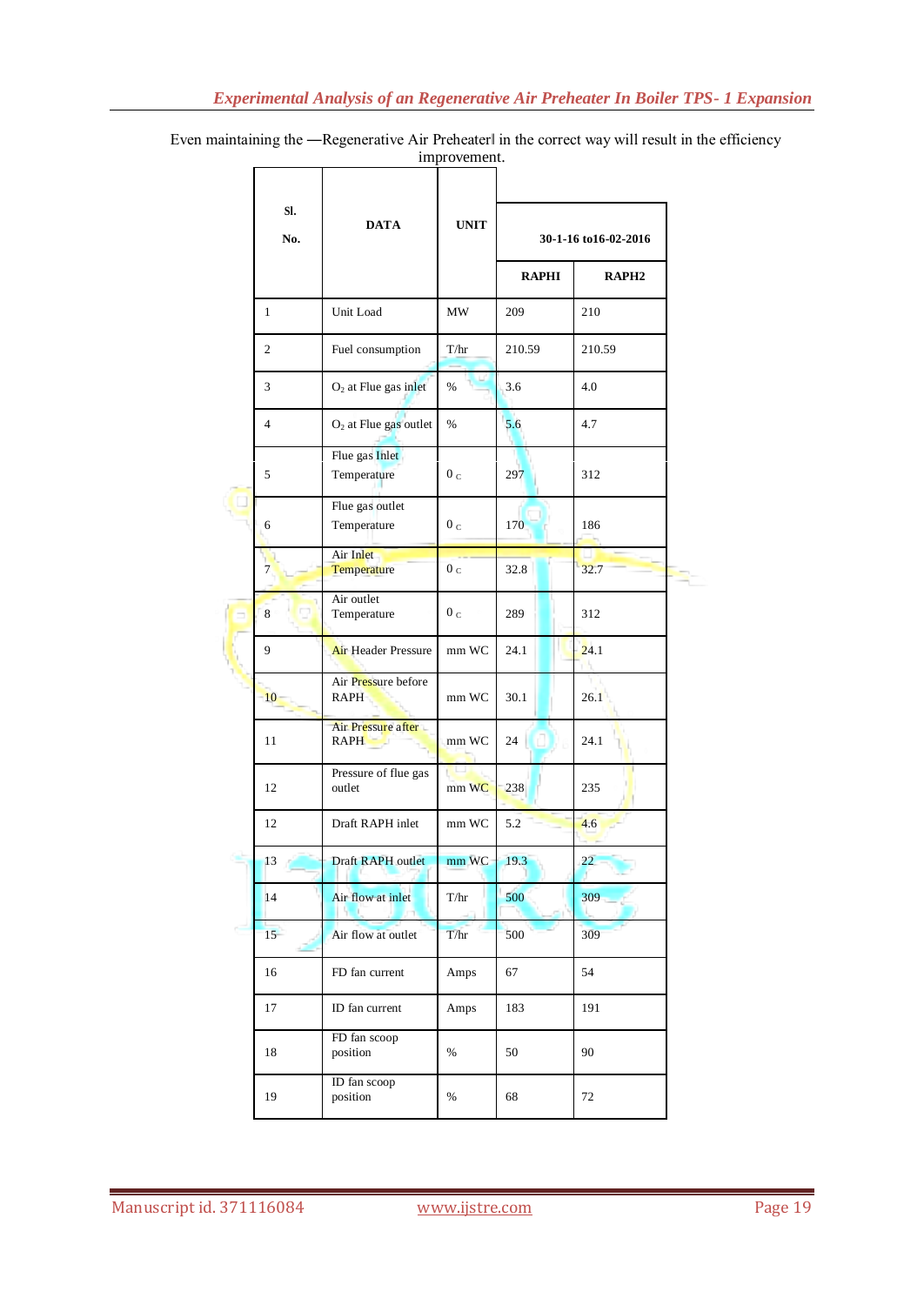Even maintaining the —Regenerative Air Preheater‖ in the correct way will result in the efficiency improvement.

| Sl. No. | DATA | UNIT | 30-1-16 to16-02-2016 | |
|---|---|---|---|---|
| | | | RAPHI | RAPH2 |
| 1 | Unit Load | MW | 209 | 210 |
| 2 | Fuel consumption | T/hr | 210.59 | 210.59 |
| 3 | $O_2$ at Flue gas inlet | % | 3.6 | 4.0 |
| 4 | $O_2$ at Flue gas outlet | % | 5.6 | 4.7 |
| 5 | Flue gas Inlet Temperature | $0_C$ | 297 | 312 |
| 6 | Flue gas outlet Temperature | $0_C$ | 170 | 186 |
| 7 | Air Inlet Temperature | $0_C$ | 32.8 | 32.7 |
| 8 | Air outlet Temperature | $0_C$ | 289 | 312 |
| 9 | Air Header Pressure | mm WC | 24.1 | 24.1 |
| 10 | Air Pressure before RAPH | mm WC | 30.1 | 26.1 |
| 11 | Air Pressure after RAPH | mm WC | 24 | 24.1 |
| 12 | Pressure of flue gas outlet | mm WC | 238 | 235 |
| 12 | Draft RAPH inlet | mm WC | 5.2 | 4.6 |
| 13 | Draft RAPH outlet | mm WC | 19.3 | 22 |
| 14 | Air flow at inlet | T/hr | 500 | 309 |
| 15 | Air flow at outlet | T/hr | 500 | 309 |
| 16 | FD fan current | Amps | 67 | 54 |
| 17 | ID fan current | Amps | 183 | 191 |
| 18 | FD fan scoop position | % | 50 | 90 |
| 19 | ID fan scoop position | % | 68 | 72 |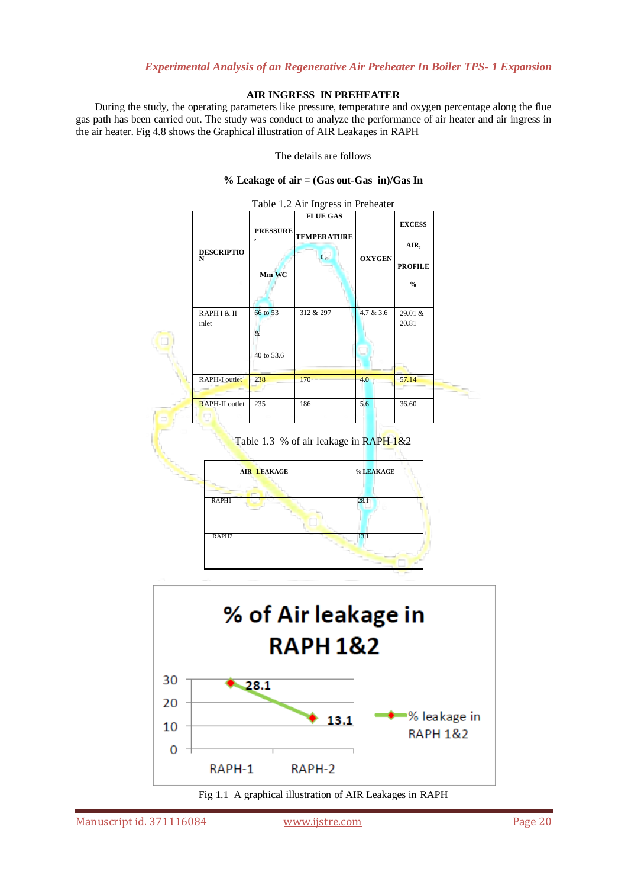## AIR INGRESS IN PREHEATER

During the study, the operating parameters like pressure, temperature and oxygen percentage along the flue gas path has been carried out. The study was conduct to analyze the performance of air heater and air ingress in the air heater. Fig 4.8 shows the Graphical illustration of AIR Leakages in RAPH

The details are follows

**% Leakage of air = (Gas out-Gas in)/Gas In**

Table 1.2 Air Ingress in Preheater

| DESCRIPTION | PRESSURE, Mm WC | FLUE GAS TEMPERATURE 0 c | OXYGEN | EXCESS AIR, PROFILE % |
|---|---|---|---|---|
| RAPH I & II inlet | 66 to 53 & 40 to 53.6 | 312 & 297 | 4.7 & 3.6 | 29.01 & 20.81 |
| RAPH-I outlet | 238 | 170 | 4.0 | 57.14 |
| RAPH-II outlet | 235 | 186 | 5.6 | 36.60 |

Table 1.3 % of air leakage in RAPH 1&2

| AIR LEAKAGE | % LEAKAGE |
|---|---|
| RAPH1 | 28.1 |
| RAPH2 | 13.1 |

**% of Air leakage in RAPH 1&2**

| | % leakage in RAPH 1&2 |
|---|---|
| RAPH-1 | 28.1 |
| RAPH-2 | 13.1 |

Fig 1.1 A graphical illustration of AIR Leakages in RAPH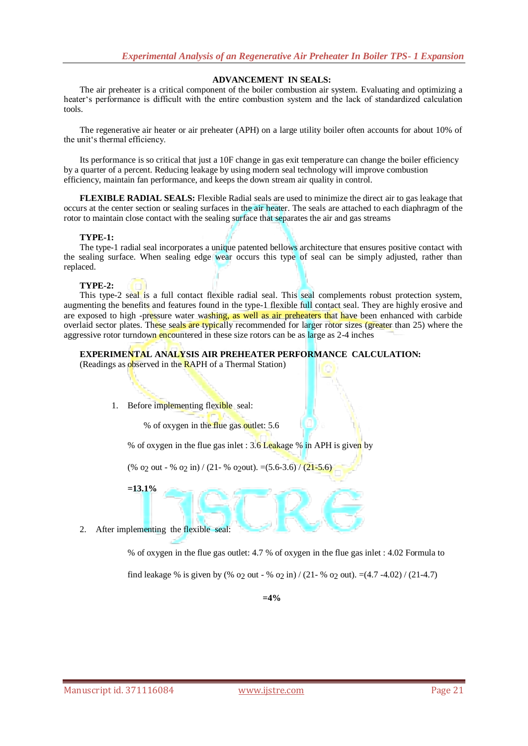### ADVANCEMENT IN SEALS:

The air preheater is a critical component of the boiler combustion air system. Evaluating and optimizing a heater's performance is difficult with the entire combustion system and the lack of standardized calculation tools.

The regenerative air heater or air preheater (APH) on a large utility boiler often accounts for about 10% of the unit's thermal efficiency.

Its performance is so critical that just a 10F change in gas exit temperature can change the boiler efficiency by a quarter of a percent. Reducing leakage by using modern seal technology will improve combustion efficiency, maintain fan performance, and keeps the down stream air quality in control.

**FLEXIBLE RADIAL SEALS:** Flexible Radial seals are used to minimize the direct air to gas leakage that occurs at the center section or sealing surfaces in the air heater. The seals are attached to each diaphragm of the rotor to maintain close contact with the sealing surface that separates the air and gas streams

**TYPE-1:**

The type-1 radial seal incorporates a unique patented bellows architecture that ensures positive contact with the sealing surface. When sealing edge wear occurs this type of seal can be simply adjusted, rather than replaced.

**TYPE-2:**

This type-2 seal is a full contact flexible radial seal. This seal complements robust protection system, augmenting the benefits and features found in the type-1 flexible full contact seal. They are highly erosive and are exposed to high -pressure water washing, as well as air preheaters that have been enhanced with carbide overlaid sector plates. These seals are typically recommended for larger rotor sizes (greater than 25) where the aggressive rotor turndown encountered in these size rotors can be as large as 2-4 inches

**EXPERIMENTAL ANALYSIS AIR PREHEATER PERFORMANCE CALCULATION:**
(Readings as observed in the RAPH of a Thermal Station)

1. Before implementing flexible seal:

   % of oxygen in the flue gas outlet: 5.6

   % of oxygen in the flue gas inlet : 3.6 Leakage % in APH is given by

   (% $o_2$ out - % $o_2$ in) / (21- % $o_2$out). =(5.6-3.6) / (21-5.6)

   **=13.1%**

2. After implementing the flexible seal:

   % of oxygen in the flue gas outlet: 4.7 % of oxygen in the flue gas inlet : 4.02 Formula to find leakage % is given by (% $o_2$ out - % $o_2$ in) / (21- % $o_2$ out). =(4.7 -4.02) / (21-4.7)

   **=4%**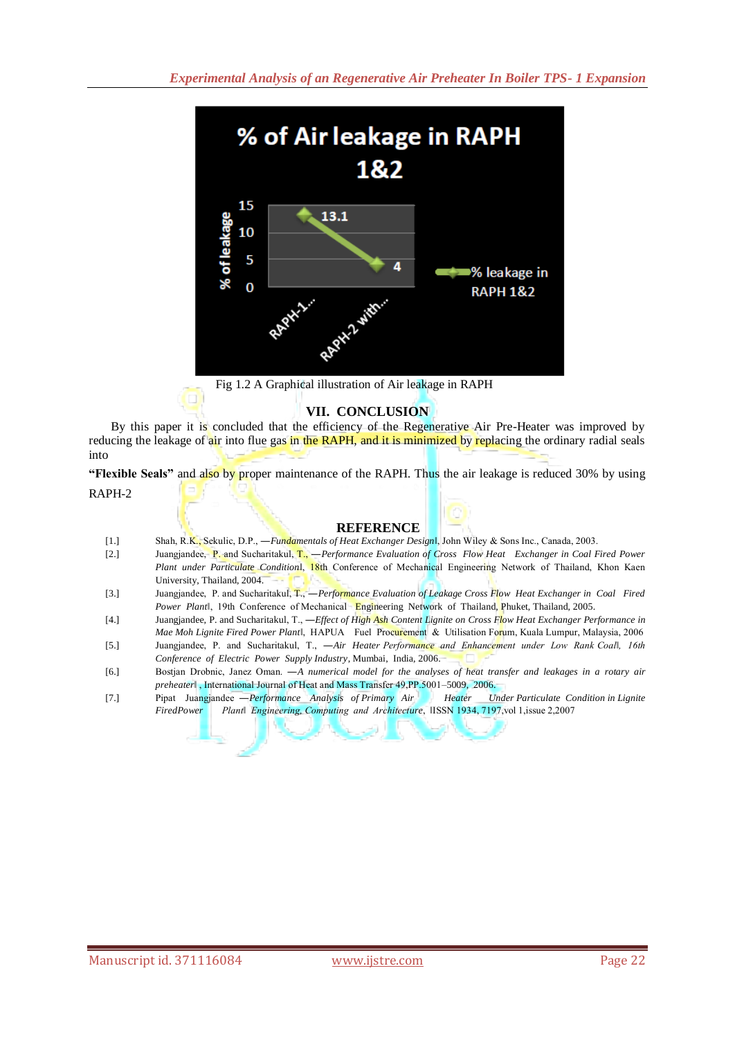% of Air leakage in RAPH 1&2

% of leakage

15
10
5
0

13.1
4

RAPH-1...
RAPH-2 with...

% leakage in RAPH 1&2

Fig 1.2 A Graphical illustration of Air leakage in RAPH

## VII. CONCLUSION

By this paper it is concluded that the efficiency of the Regenerative Air Pre-Heater was improved by reducing the leakage of air into flue gas in the RAPH, and it is minimized by replacing the ordinary radial seals into

**"Flexible Seals"** and also by proper maintenance of the RAPH. Thus the air leakage is reduced 30% by using RAPH-2

## REFERENCE

[1.] Shah, R.K., Sekulic, D.P., —*Fundamentals of Heat Exchanger Design*‖, John Wiley & Sons Inc., Canada, 2003.

[2.] Juangjandee, P. and Sucharitakul, T., —*Performance Evaluation of Cross Flow Heat Exchanger in Coal Fired Power Plant under Particulate Condition*‖, 18th Conference of Mechanical Engineering Network of Thailand, Khon Kaen University, Thailand, 2004.

[3.] Juangjandee, P. and Sucharitakul, T., —*Performance Evaluation of Leakage Cross Flow Heat Exchanger in Coal Fired Power Plant*‖, 19th Conference of Mechanical Engineering Network of Thailand, Phuket, Thailand, 2005.

[4.] Juangjandee, P. and Sucharitakul, T., —*Effect of High Ash Content Lignite on Cross Flow Heat Exchanger Performance in Mae Moh Lignite Fired Power Plant*‖, HAPUA Fuel Procurement & Utilisation Forum, Kuala Lumpur, Malaysia, 2006

[5.] Juangjandee, P. and Sucharitakul, T., —*Air Heater Performance and Enhancement under Low Rank Coal*‖, *16th Conference of Electric Power Supply Industry*, Mumbai, India, 2006.

[6.] Bostjan Drobnic, Janez Oman. —*A numerical model for the analyses of heat transfer and leakages in a rotary air preheater*‖ , International Journal of Heat and Mass Transfer 49,PP.5001–5009, 2006.

[7.] Pipat Juangjandee —*Performance Analysis of Primary Air Heater Under Particulate Condition in Lignite FiredPower Plant*‖ *Engineering, Computing and Architecture*, ‖ISSN 1934, 7197,vol 1,issue 2,2007